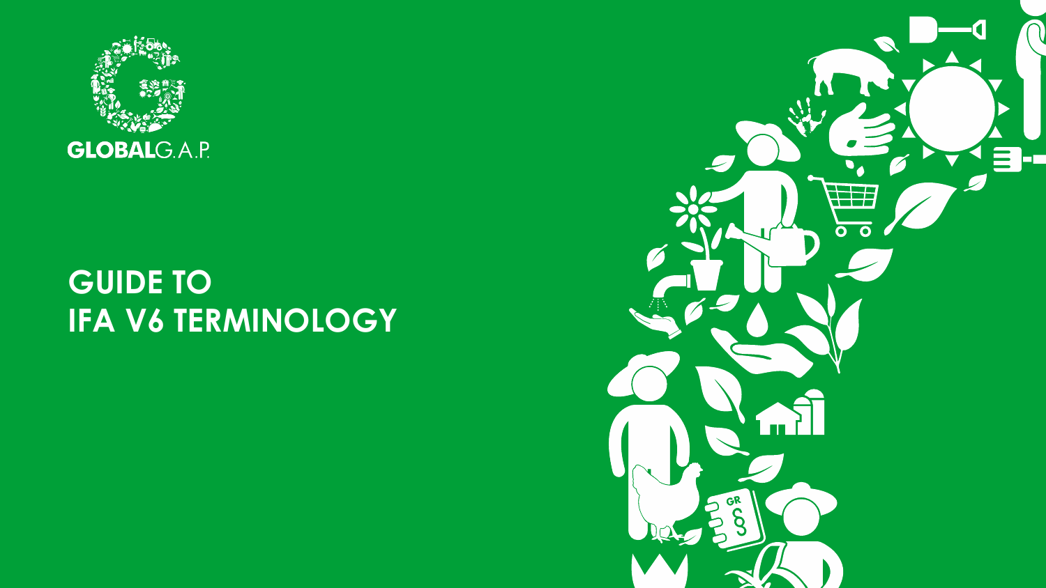GLOBALG.A.P.

# GUIDE TO IFA V6 TERMINOLOGY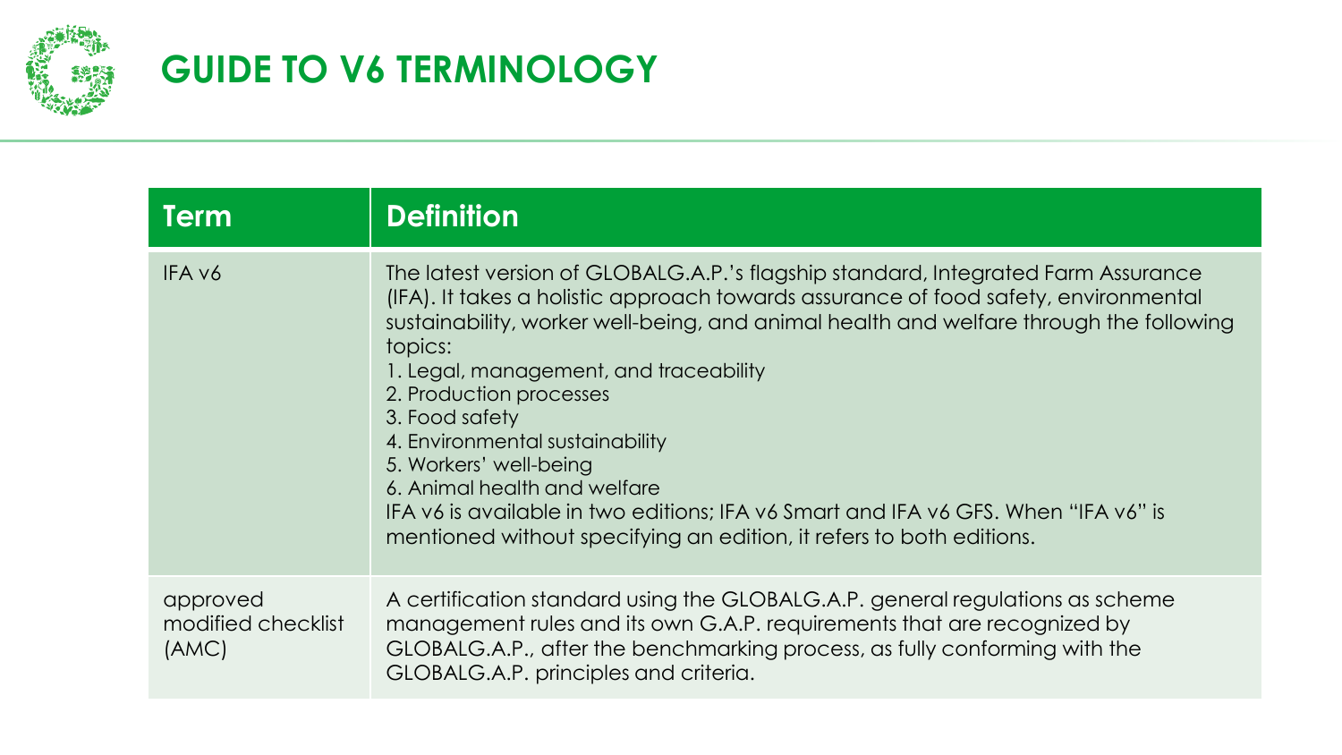# GUIDE TO V6 TERMINOLOGY

| Term | Definition |
| --- | --- |
| IFA v6 | The latest version of GLOBALG.A.P.'s flagship standard, Integrated Farm Assurance (IFA). It takes a holistic approach towards assurance of food safety, environmental sustainability, worker well-being, and animal health and welfare through the following topics:<br>1. Legal, management, and traceability<br>2. Production processes<br>3. Food safety<br>4. Environmental sustainability<br>5. Workers' well-being<br>6. Animal health and welfare<br>IFA v6 is available in two editions; IFA v6 Smart and IFA v6 GFS. When "IFA v6" is mentioned without specifying an edition, it refers to both editions. |
| approved modified checklist (AMC) | A certification standard using the GLOBALG.A.P. general regulations as scheme management rules and its own G.A.P. requirements that are recognized by GLOBALG.A.P., after the benchmarking process, as fully conforming with the GLOBALG.A.P. principles and criteria. |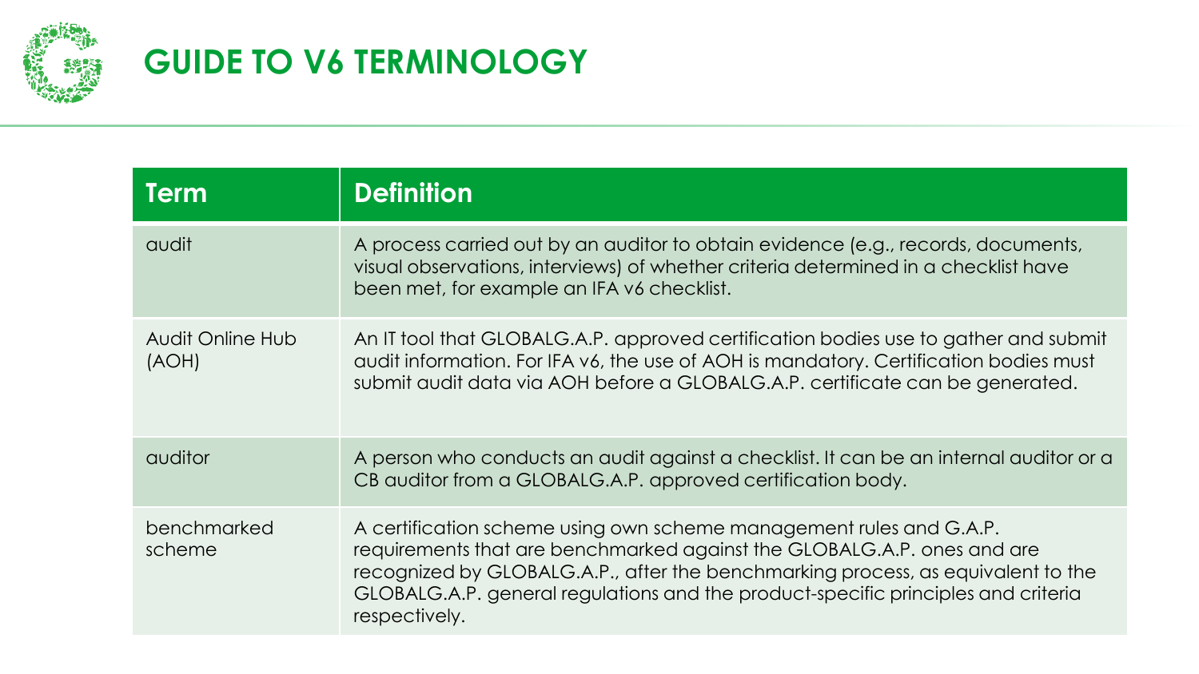# GUIDE TO V6 TERMINOLOGY

| Term | Definition |
| --- | --- |
| audit | A process carried out by an auditor to obtain evidence (e.g., records, documents, visual observations, interviews) of whether criteria determined in a checklist have been met, for example an IFA v6 checklist. |
| Audit Online Hub (AOH) | An IT tool that GLOBALG.A.P. approved certification bodies use to gather and submit audit information. For IFA v6, the use of AOH is mandatory. Certification bodies must submit audit data via AOH before a GLOBALG.A.P. certificate can be generated. |
| auditor | A person who conducts an audit against a checklist. It can be an internal auditor or a CB auditor from a GLOBALG.A.P. approved certification body. |
| benchmarked scheme | A certification scheme using own scheme management rules and G.A.P. requirements that are benchmarked against the GLOBALG.A.P. ones and are recognized by GLOBALG.A.P., after the benchmarking process, as equivalent to the GLOBALG.A.P. general regulations and the product-specific principles and criteria respectively. |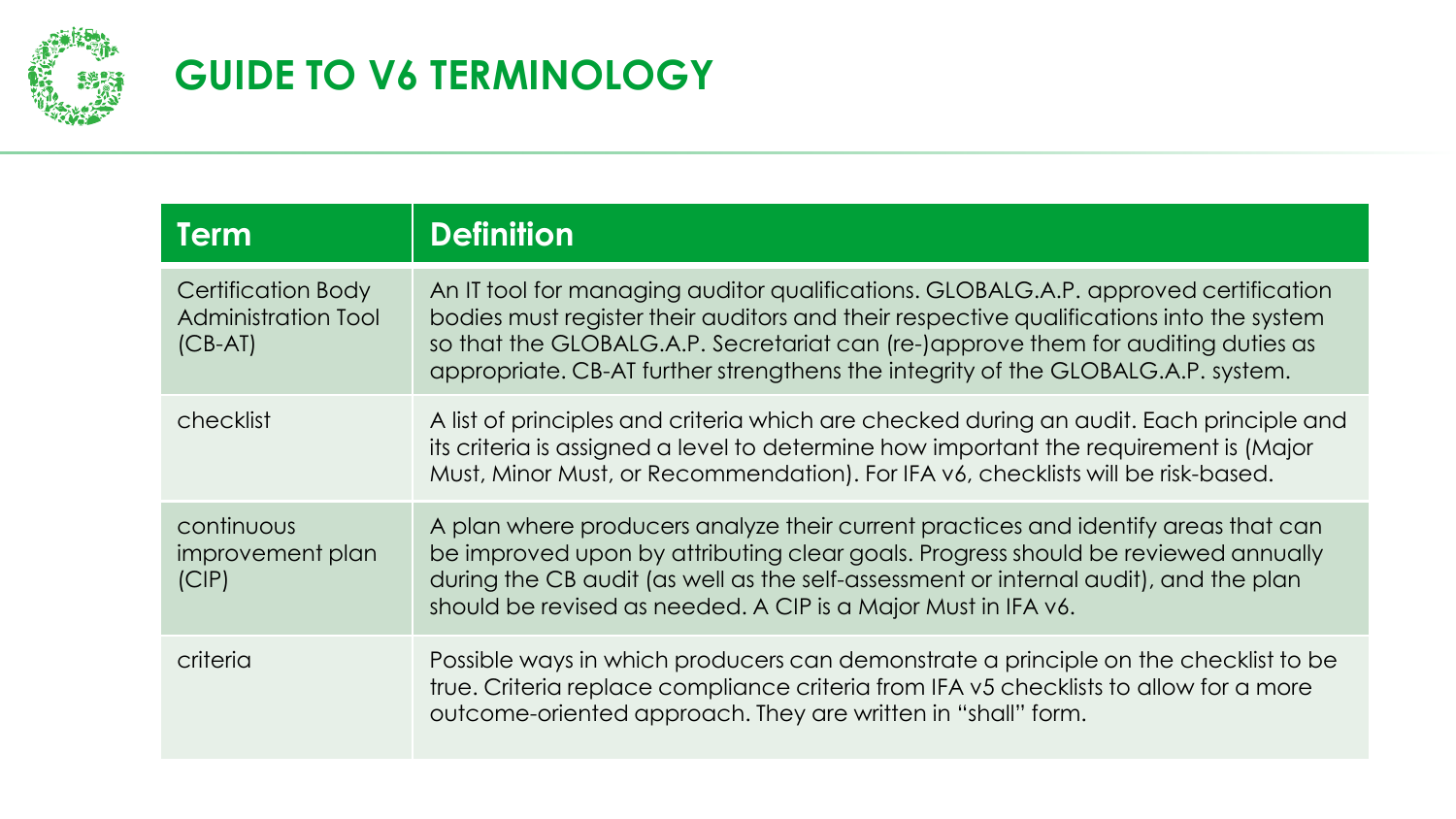# GUIDE TO V6 TERMINOLOGY

| Term | Definition |
|---|---|
| Certification Body Administration Tool (CB-AT) | An IT tool for managing auditor qualifications. GLOBALG.A.P. approved certification bodies must register their auditors and their respective qualifications into the system so that the GLOBALG.A.P. Secretariat can (re-)approve them for auditing duties as appropriate. CB-AT further strengthens the integrity of the GLOBALG.A.P. system. |
| checklist | A list of principles and criteria which are checked during an audit. Each principle and its criteria is assigned a level to determine how important the requirement is (Major Must, Minor Must, or Recommendation). For IFA v6, checklists will be risk-based. |
| continuous improvement plan (CIP) | A plan where producers analyze their current practices and identify areas that can be improved upon by attributing clear goals. Progress should be reviewed annually during the CB audit (as well as the self-assessment or internal audit), and the plan should be revised as needed. A CIP is a Major Must in IFA v6. |
| criteria | Possible ways in which producers can demonstrate a principle on the checklist to be true. Criteria replace compliance criteria from IFA v5 checklists to allow for a more outcome-oriented approach. They are written in "shall" form. |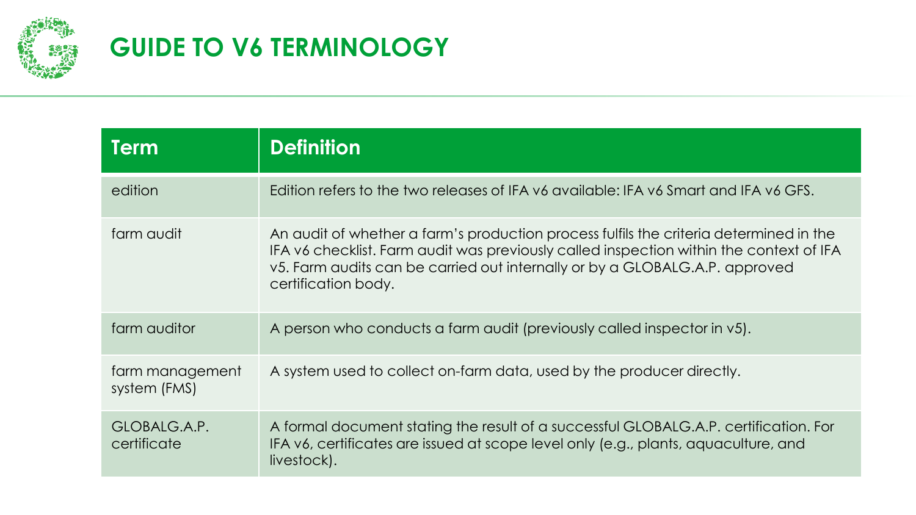# GUIDE TO V6 TERMINOLOGY

| Term | Definition |
| --- | --- |
| edition | Edition refers to the two releases of IFA v6 available: IFA v6 Smart and IFA v6 GFS. |
| farm audit | An audit of whether a farm's production process fulfils the criteria determined in the IFA v6 checklist. Farm audit was previously called inspection within the context of IFA v5. Farm audits can be carried out internally or by a GLOBALG.A.P. approved certification body. |
| farm auditor | A person who conducts a farm audit (previously called inspector in v5). |
| farm management system (FMS) | A system used to collect on-farm data, used by the producer directly. |
| GLOBALG.A.P. certificate | A formal document stating the result of a successful GLOBALG.A.P. certification. For IFA v6, certificates are issued at scope level only (e.g., plants, aquaculture, and livestock). |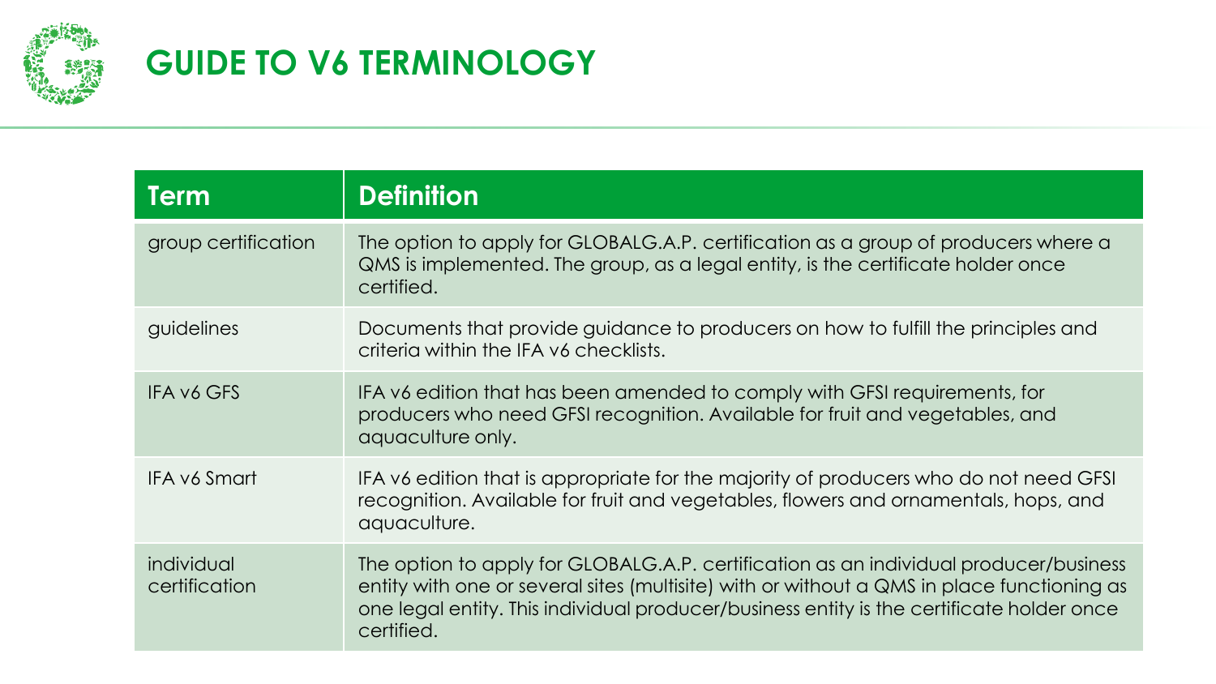# GUIDE TO V6 TERMINOLOGY

| Term | Definition |
|---|---|
| group certification | The option to apply for GLOBALG.A.P. certification as a group of producers where a QMS is implemented. The group, as a legal entity, is the certificate holder once certified. |
| guidelines | Documents that provide guidance to producers on how to fulfill the principles and criteria within the IFA v6 checklists. |
| IFA v6 GFS | IFA v6 edition that has been amended to comply with GFSI requirements, for producers who need GFSI recognition. Available for fruit and vegetables, and aquaculture only. |
| IFA v6 Smart | IFA v6 edition that is appropriate for the majority of producers who do not need GFSI recognition. Available for fruit and vegetables, flowers and ornamentals, hops, and aquaculture. |
| individual certification | The option to apply for GLOBALG.A.P. certification as an individual producer/business entity with one or several sites (multisite) with or without a QMS in place functioning as one legal entity. This individual producer/business entity is the certificate holder once certified. |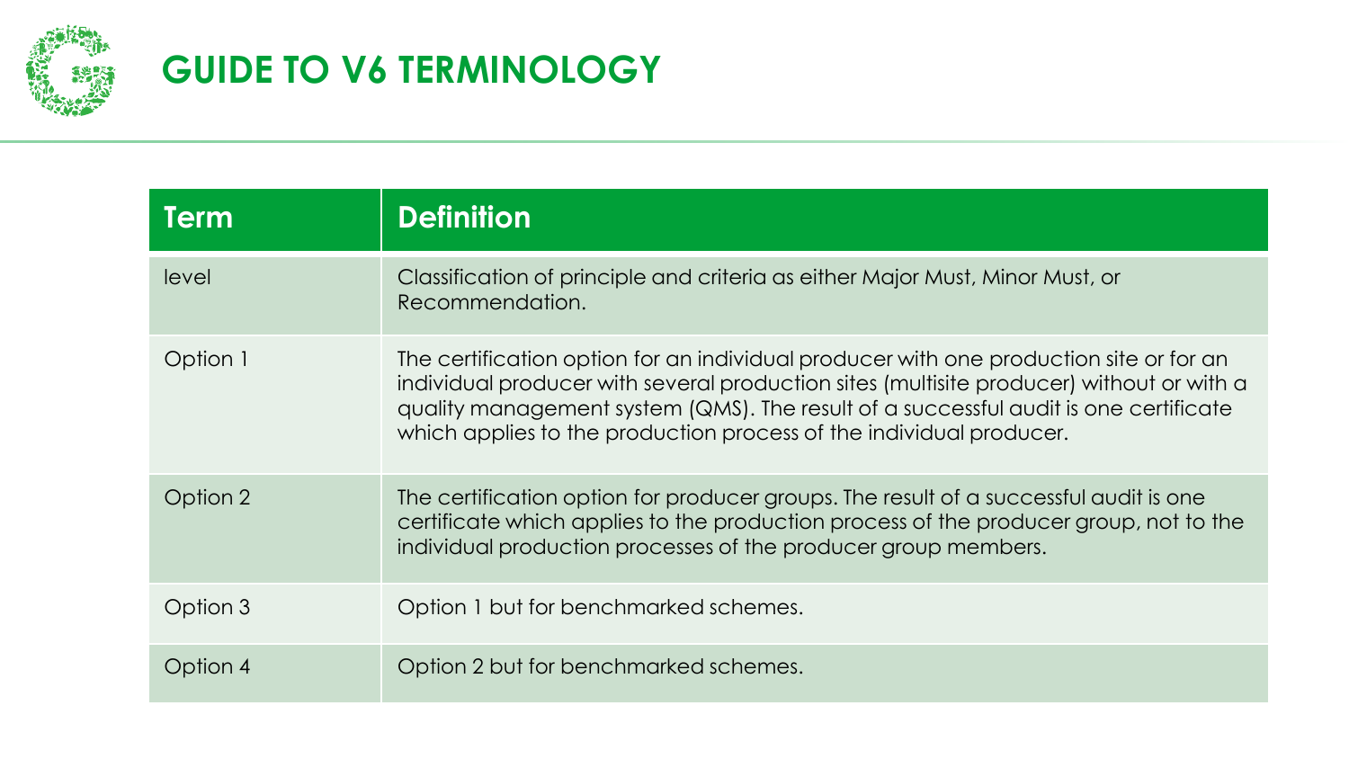# GUIDE TO V6 TERMINOLOGY

| Term | Definition |
| --- | --- |
| level | Classification of principle and criteria as either Major Must, Minor Must, or Recommendation. |
| Option 1 | The certification option for an individual producer with one production site or for an individual producer with several production sites (multisite producer) without or with a quality management system (QMS). The result of a successful audit is one certificate which applies to the production process of the individual producer. |
| Option 2 | The certification option for producer groups. The result of a successful audit is one certificate which applies to the production process of the producer group, not to the individual production processes of the producer group members. |
| Option 3 | Option 1 but for benchmarked schemes. |
| Option 4 | Option 2 but for benchmarked schemes. |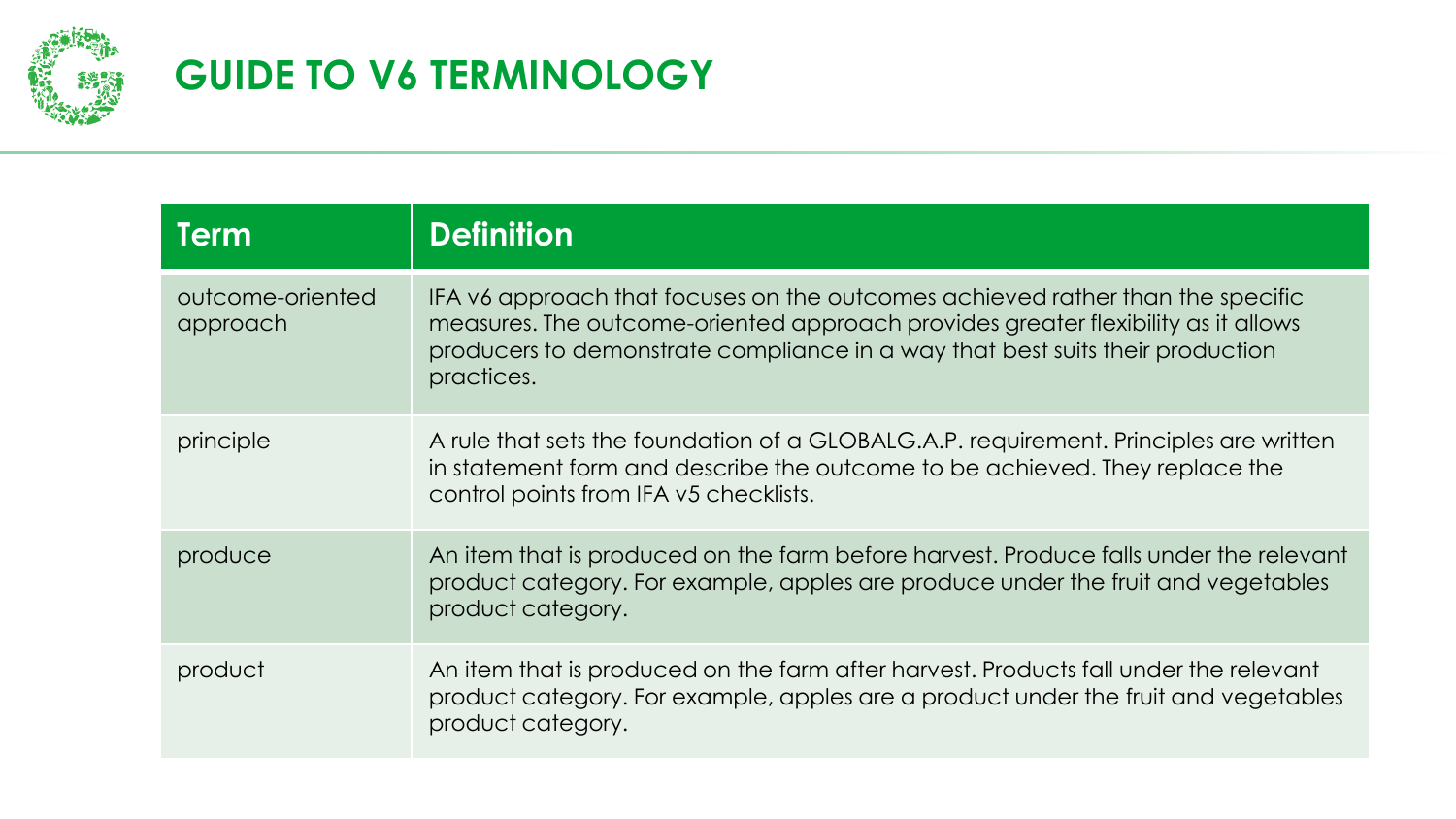# GUIDE TO V6 TERMINOLOGY

| Term | Definition |
| --- | --- |
| outcome-oriented approach | IFA v6 approach that focuses on the outcomes achieved rather than the specific measures. The outcome-oriented approach provides greater flexibility as it allows producers to demonstrate compliance in a way that best suits their production practices. |
| principle | A rule that sets the foundation of a GLOBALG.A.P. requirement. Principles are written in statement form and describe the outcome to be achieved. They replace the control points from IFA v5 checklists. |
| produce | An item that is produced on the farm before harvest. Produce falls under the relevant product category. For example, apples are produce under the fruit and vegetables product category. |
| product | An item that is produced on the farm after harvest. Products fall under the relevant product category. For example, apples are a product under the fruit and vegetables product category. |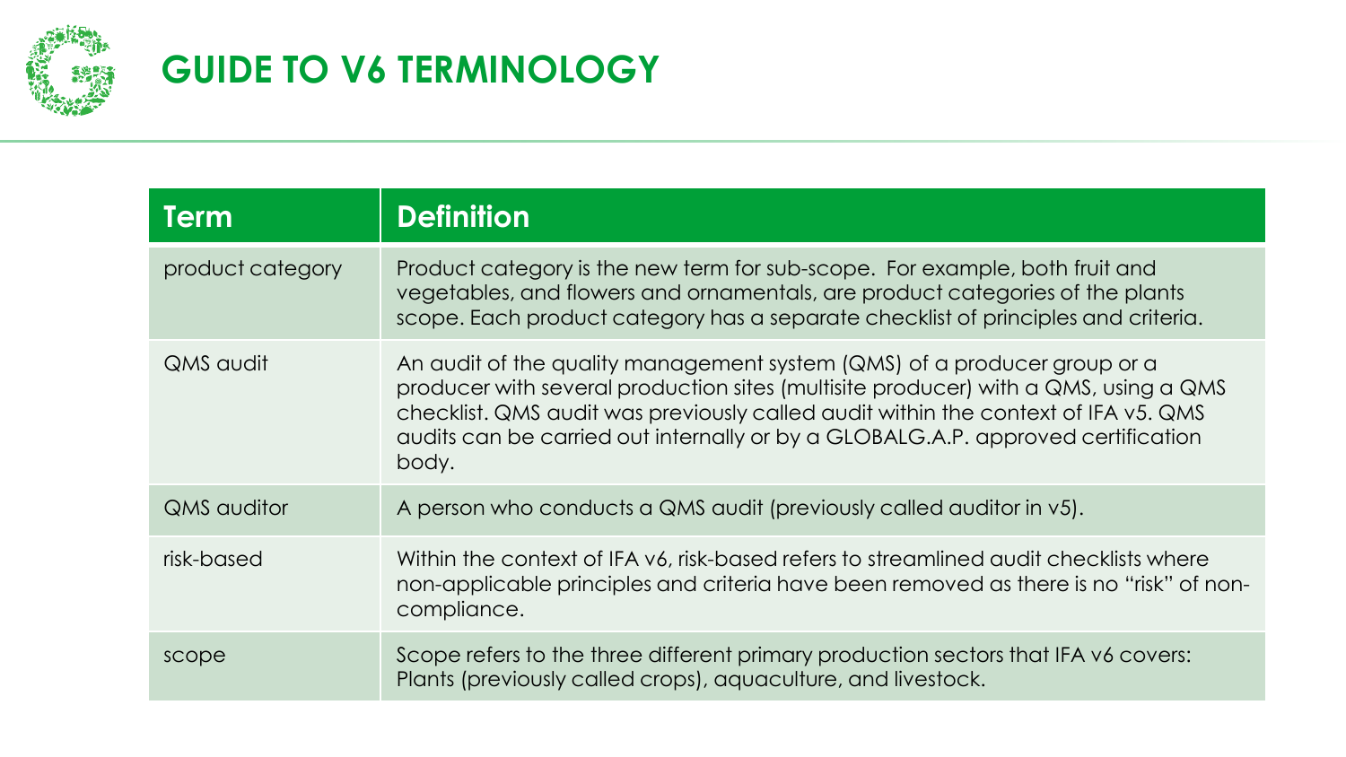# GUIDE TO V6 TERMINOLOGY

| Term | Definition |
| --- | --- |
| product category | Product category is the new term for sub-scope. For example, both fruit and vegetables, and flowers and ornamentals, are product categories of the plants scope. Each product category has a separate checklist of principles and criteria. |
| QMS audit | An audit of the quality management system (QMS) of a producer group or a producer with several production sites (multisite producer) with a QMS, using a QMS checklist. QMS audit was previously called audit within the context of IFA v5. QMS audits can be carried out internally or by a GLOBALG.A.P. approved certification body. |
| QMS auditor | A person who conducts a QMS audit (previously called auditor in v5). |
| risk-based | Within the context of IFA v6, risk-based refers to streamlined audit checklists where non-applicable principles and criteria have been removed as there is no "risk" of non-compliance. |
| scope | Scope refers to the three different primary production sectors that IFA v6 covers: Plants (previously called crops), aquaculture, and livestock. |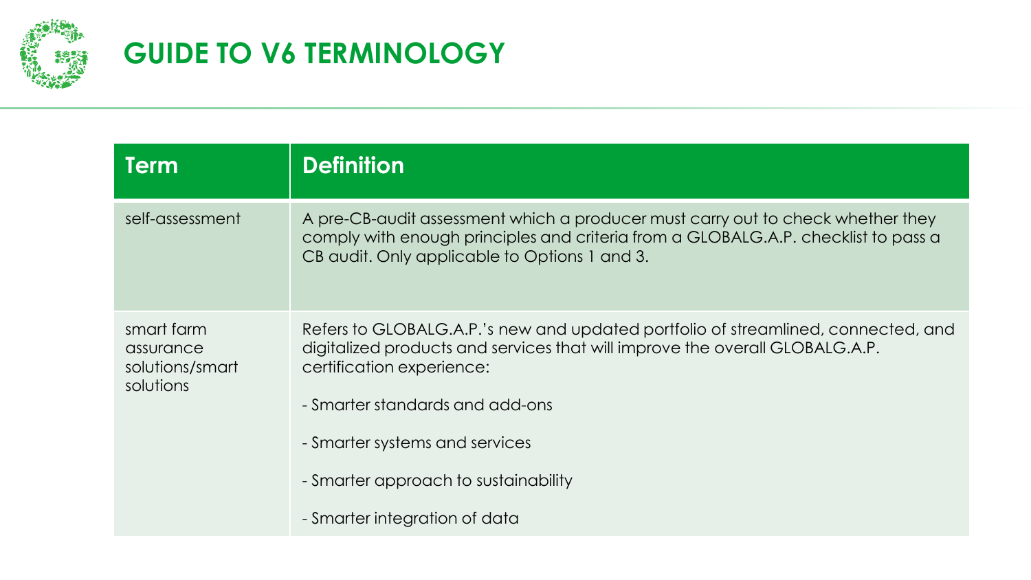# GUIDE TO V6 TERMINOLOGY

| Term | Definition |
|---|---|
| self-assessment | A pre-CB-audit assessment which a producer must carry out to check whether they comply with enough principles and criteria from a GLOBALG.A.P. checklist to pass a CB audit. Only applicable to Options 1 and 3. |
| smart farm assurance solutions/smart solutions | Refers to GLOBALG.A.P.'s new and updated portfolio of streamlined, connected, and digitalized products and services that will improve the overall GLOBALG.A.P. certification experience:<br><br>- Smarter standards and add-ons<br><br>- Smarter systems and services<br><br>- Smarter approach to sustainability<br><br>- Smarter integration of data |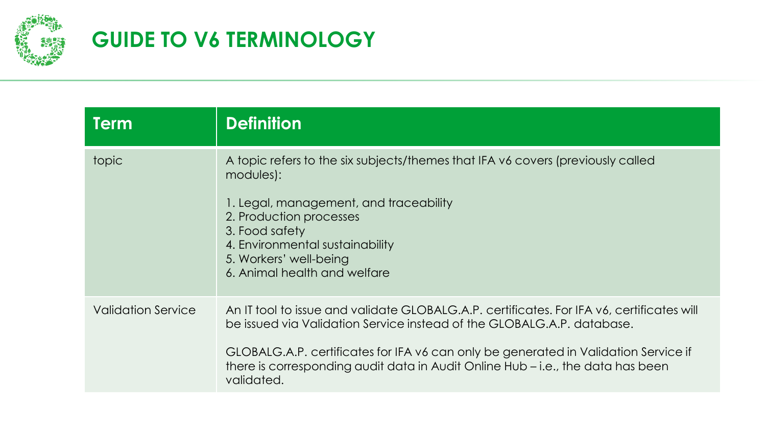# GUIDE TO V6 TERMINOLOGY

| Term | Definition |
| --- | --- |
| topic | A topic refers to the six subjects/themes that IFA v6 covers (previously called modules):<br><br>1. Legal, management, and traceability<br>2. Production processes<br>3. Food safety<br>4. Environmental sustainability<br>5. Workers' well-being<br>6. Animal health and welfare |
| Validation Service | An IT tool to issue and validate GLOBALG.A.P. certificates. For IFA v6, certificates will be issued via Validation Service instead of the GLOBALG.A.P. database.<br><br>GLOBALG.A.P. certificates for IFA v6 can only be generated in Validation Service if there is corresponding audit data in Audit Online Hub – i.e., the data has been validated. |